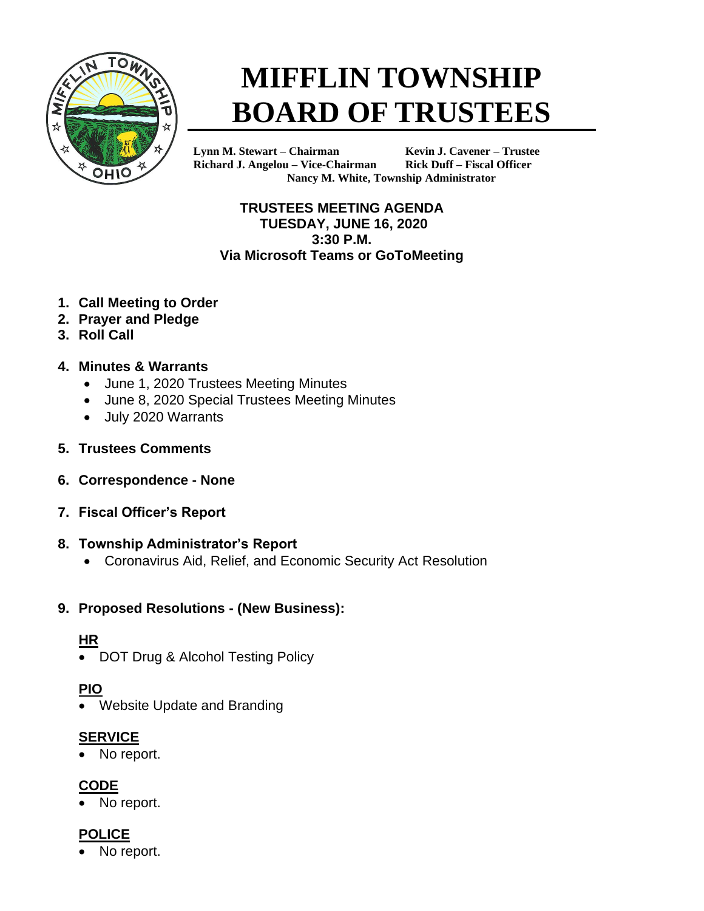# MIFFLIN TOWNSHIP BOARD OF TRUSTEES

**Lynn M. Stewart – Chairman** **Kevin J. Cavener – Trustee**
**Richard J. Angelou – Vice-Chairman** **Rick Duff – Fiscal Officer**
**Nancy M. White, Township Administrator**

**TRUSTEES MEETING AGENDA**
**TUESDAY, JUNE 16, 2020**
**3:30 P.M.**
**Via Microsoft Teams or GoToMeeting**

1. **Call Meeting to Order**
2. **Prayer and Pledge**
3. **Roll Call**
4. **Minutes & Warrants**
   - June 1, 2020 Trustees Meeting Minutes
   - June 8, 2020 Special Trustees Meeting Minutes
   - July 2020 Warrants
5. **Trustees Comments**
6. **Correspondence - None**
7. **Fiscal Officer's Report**
8. **Township Administrator's Report**
   - Coronavirus Aid, Relief, and Economic Security Act Resolution
9. **Proposed Resolutions - (New Business):**

**HR**

- DOT Drug & Alcohol Testing Policy

**PIO**

- Website Update and Branding

**SERVICE**

- No report.

**CODE**

- No report.

**POLICE**

- No report.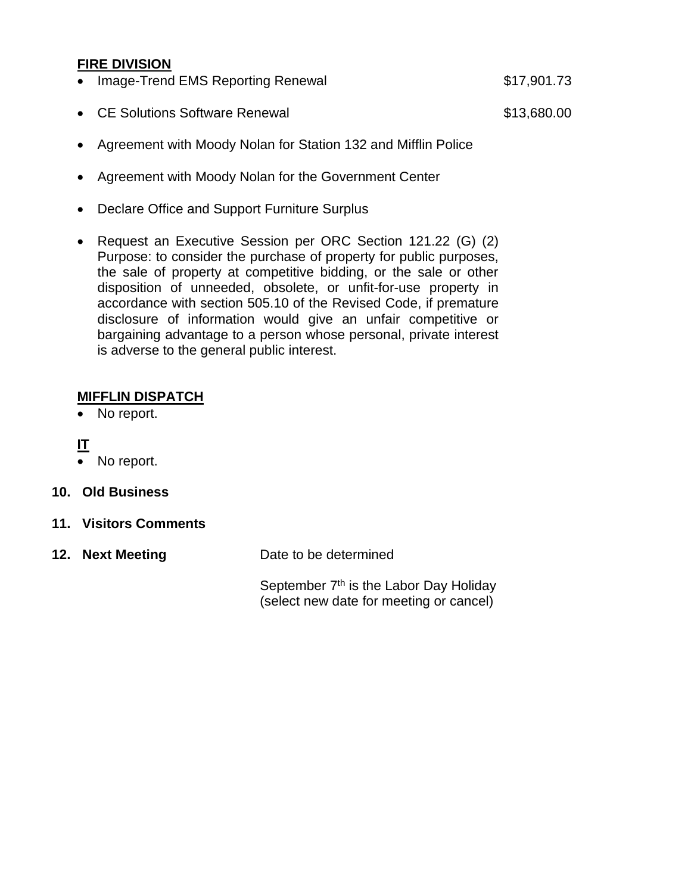**FIRE DIVISION**

- Image-Trend EMS Reporting Renewal $17,901.73
- CE Solutions Software Renewal $13,680.00
- Agreement with Moody Nolan for Station 132 and Mifflin Police
- Agreement with Moody Nolan for the Government Center
- Declare Office and Support Furniture Surplus
- Request an Executive Session per ORC Section 121.22 (G) (2) Purpose: to consider the purchase of property for public purposes, the sale of property at competitive bidding, or the sale or other disposition of unneeded, obsolete, or unfit-for-use property in accordance with section 505.10 of the Revised Code, if premature disclosure of information would give an unfair competitive or bargaining advantage to a person whose personal, private interest is adverse to the general public interest.

**MIFFLIN DISPATCH**

- No report.

**IT**

- No report.

**10. Old Business**

**11. Visitors Comments**

**12. Next Meeting** Date to be determined

September 7th is the Labor Day Holiday
(select new date for meeting or cancel)